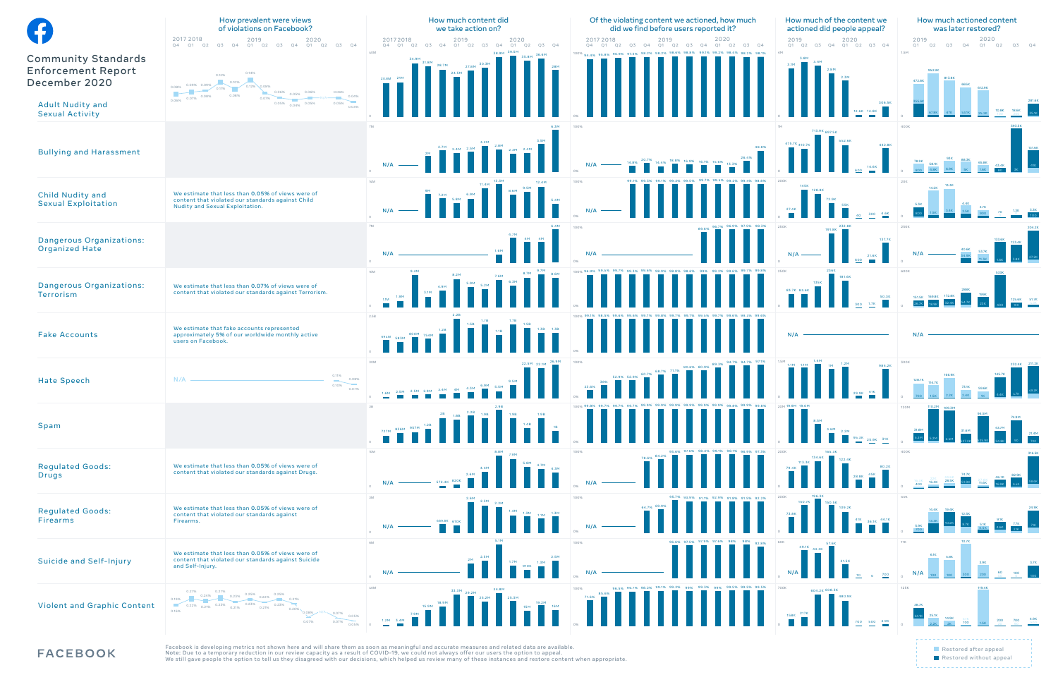# Community Standards Enforcement Report December 2020

Column headings:

- How prevalent were views of violations on Facebook?
- How much content did we take action on?
- Of the violating content we actioned, how much did we find before users reported it?
- How much of the content we actioned did people appeal?
- How much actioned content was later restored?

## Adult Nudity and Sexual Activity

## Bullying and Harassment

## Child Nudity and Sexual Exploitation

We estimate that less than 0.05% of views were of content that violated our standards against Child Nudity and Sexual Exploitation.

## Dangerous Organizations: Organized Hate

## Dangerous Organizations: Terrorism

We estimate that less than 0.07% of views were of content that violated our standards against Terrorism.

## Fake Accounts

We estimate that fake accounts represented approximately 5% of our worldwide monthly active users on Facebook.

## Hate Speech

## Spam

## Regulated Goods: Drugs

We estimate that less than 0.05% of views were of content that violated our standards against Drugs.

## Regulated Goods: Firearms

We estimate that less than 0.05% of views were of content that violated our standards against Firearms.

## Suicide and Self-Injury

We estimate that less than 0.05% of views were of content that violated our standards against Suicide and Self-Injury.

## Violent and Graphic Content

Legend: Restored after appeal; Restored without appeal

Facebook is developing metrics not shown here and will share them as soon as meaningful and accurate measures and related data are available.

**Note:** Due to a temporary reduction in our review capacity as a result of COVID-19, we could not always offer our users the option to appeal. We still gave people the option to tell us they disagreed with our decisions, which helped us review many of these instances and restore content when appropriate.

FACEBOOK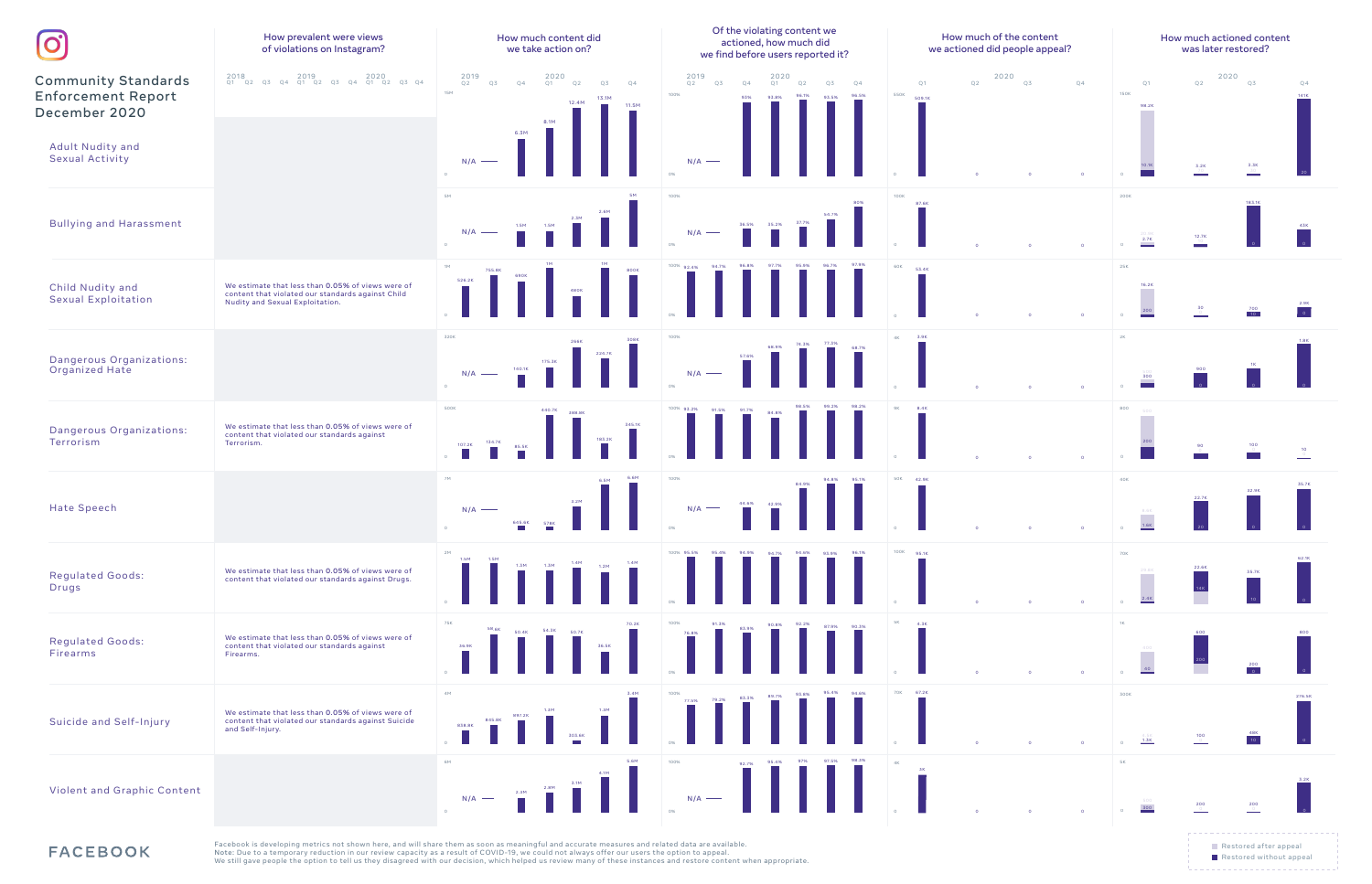# Community Standards Enforcement Report December 2020

How prevalent were views of violations on Instagram?

How much content did we take action on?

Of the violating content we actioned, how much did we find before users reported it?

How much of the content we actioned did people appeal?

How much actioned content was later restored?

## Adult Nudity and Sexual Activity

## Bullying and Harassment

## Child Nudity and Sexual Exploitation

We estimate that less than 0.05% of views were of content that violated our standards against Child Nudity and Sexual Exploitation.

## Dangerous Organizations: Organized Hate

## Dangerous Organizations: Terrorism

We estimate that less than 0.05% of views were of content that violated our standards against Terrorism.

## Hate Speech

## Regulated Goods: Drugs

We estimate that less than 0.05% of views were of content that violated our standards against Drugs.

## Regulated Goods: Firearms

We estimate that less than 0.05% of views were of content that violated our standards against Firearms.

## Suicide and Self-Injury

We estimate that less than 0.05% of views were of content that violated our standards against Suicide and Self-Injury.

## Violent and Graphic Content

FACEBOOK

Facebook is developing metrics not shown here, and will share them as soon as meaningful and accurate measures and related data are available.

**Note:** Due to a temporary reduction in our review capacity as a result of COVID-19, we could not always offer our users the option to appeal. We still gave people the option to tell us they disagreed with our decision, which helped us review many of these instances and restore content when appropriate.

Restored after appeal

Restored without appeal